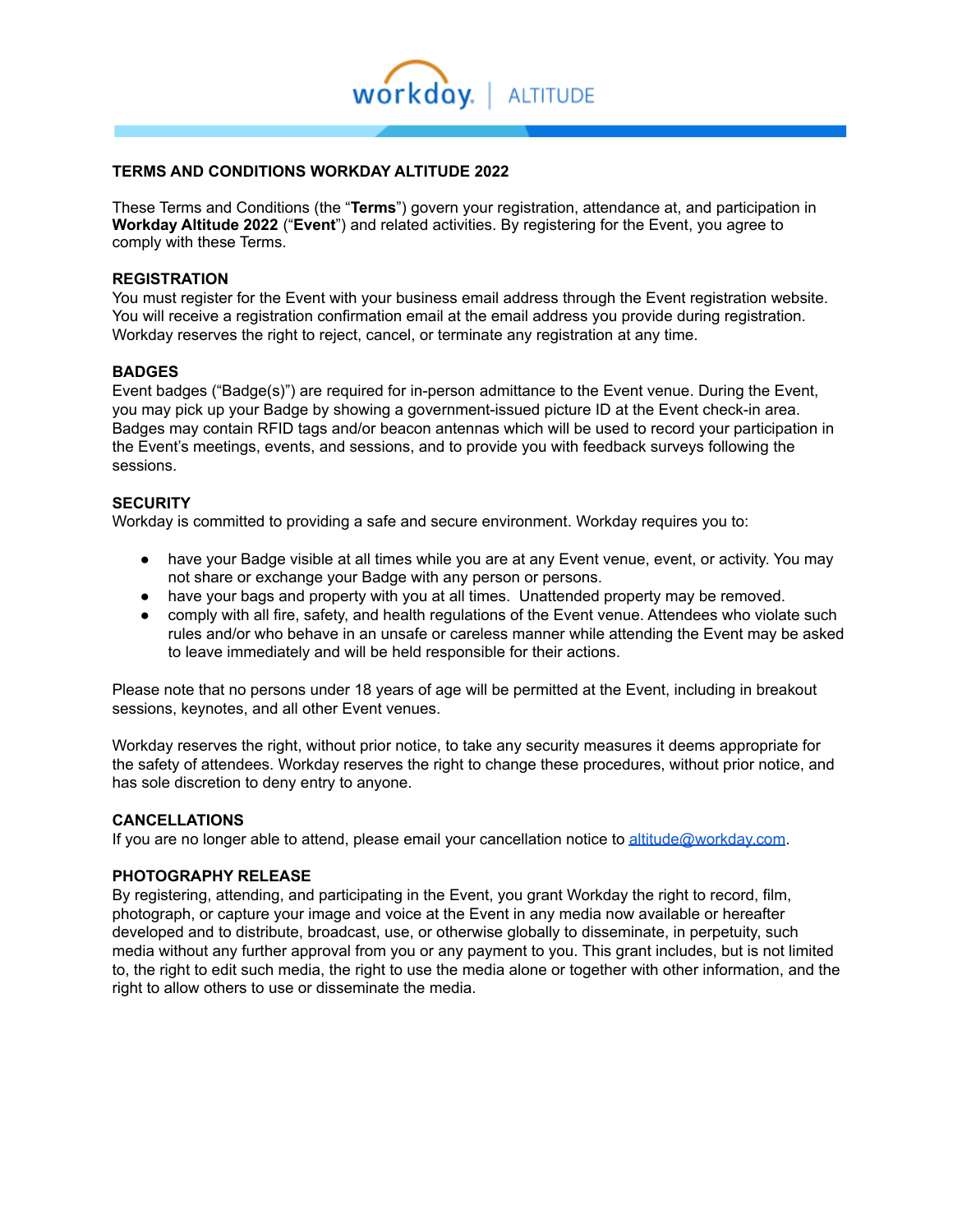# TERMS AND CONDITIONS WORKDAY ALTITUDE 2022

These Terms and Conditions (the "**Terms**") govern your registration, attendance at, and participation in **Workday Altitude 2022** ("**Event**") and related activities. By registering for the Event, you agree to comply with these Terms.

## REGISTRATION

You must register for the Event with your business email address through the Event registration website. You will receive a registration confirmation email at the email address you provide during registration. Workday reserves the right to reject, cancel, or terminate any registration at any time.

## BADGES

Event badges ("Badge(s)") are required for in-person admittance to the Event venue. During the Event, you may pick up your Badge by showing a government-issued picture ID at the Event check-in area. Badges may contain RFID tags and/or beacon antennas which will be used to record your participation in the Event's meetings, events, and sessions, and to provide you with feedback surveys following the sessions.

## SECURITY

Workday is committed to providing a safe and secure environment. Workday requires you to:

- have your Badge visible at all times while you are at any Event venue, event, or activity. You may not share or exchange your Badge with any person or persons.
- have your bags and property with you at all times. Unattended property may be removed.
- comply with all fire, safety, and health regulations of the Event venue. Attendees who violate such rules and/or who behave in an unsafe or careless manner while attending the Event may be asked to leave immediately and will be held responsible for their actions.

Please note that no persons under 18 years of age will be permitted at the Event, including in breakout sessions, keynotes, and all other Event venues.

Workday reserves the right, without prior notice, to take any security measures it deems appropriate for the safety of attendees. Workday reserves the right to change these procedures, without prior notice, and has sole discretion to deny entry to anyone.

## CANCELLATIONS

If you are no longer able to attend, please email your cancellation notice to altitude@workday.com.

## PHOTOGRAPHY RELEASE

By registering, attending, and participating in the Event, you grant Workday the right to record, film, photograph, or capture your image and voice at the Event in any media now available or hereafter developed and to distribute, broadcast, use, or otherwise globally to disseminate, in perpetuity, such media without any further approval from you or any payment to you. This grant includes, but is not limited to, the right to edit such media, the right to use the media alone or together with other information, and the right to allow others to use or disseminate the media.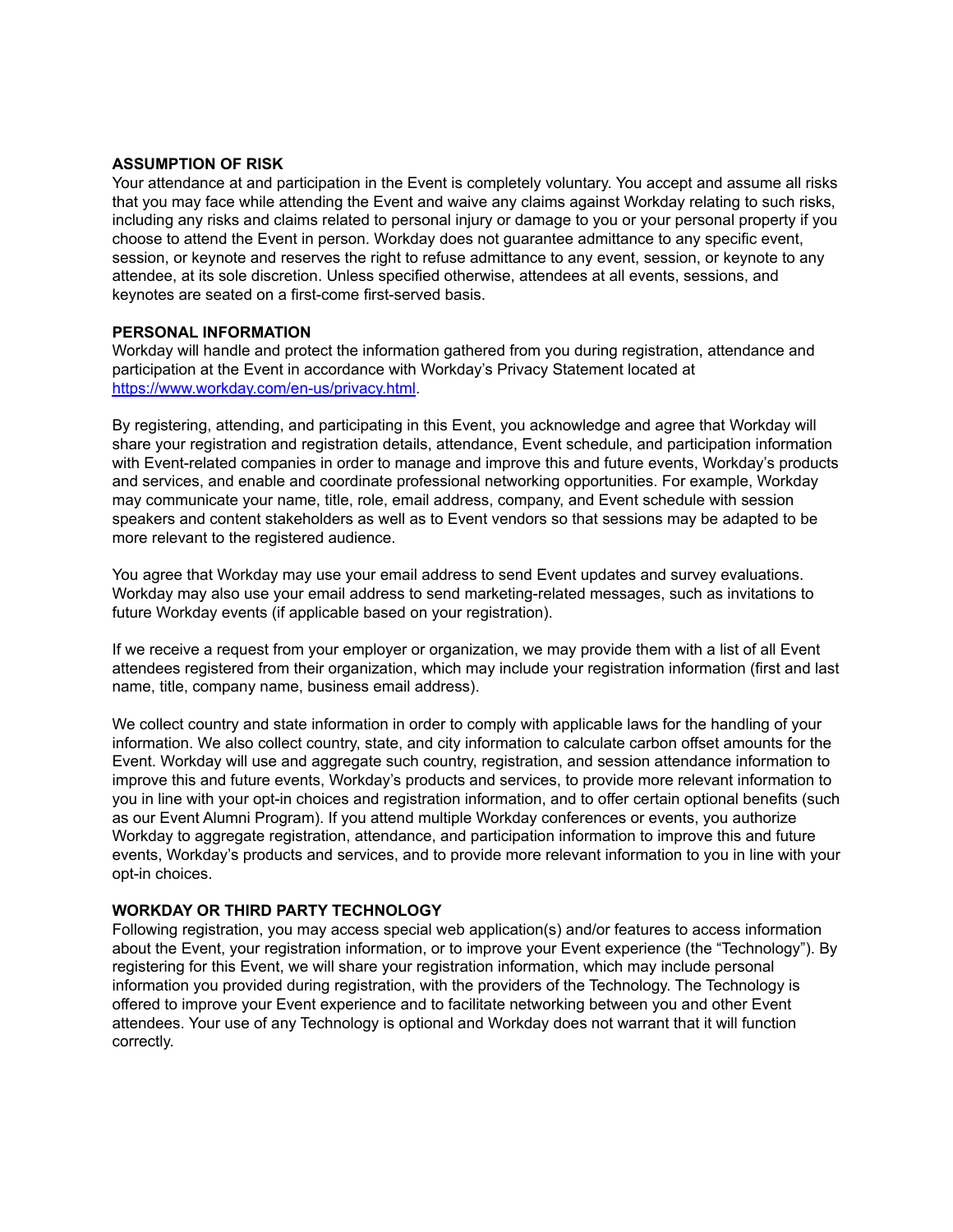**ASSUMPTION OF RISK**

Your attendance at and participation in the Event is completely voluntary. You accept and assume all risks that you may face while attending the Event and waive any claims against Workday relating to such risks, including any risks and claims related to personal injury or damage to you or your personal property if you choose to attend the Event in person. Workday does not guarantee admittance to any specific event, session, or keynote and reserves the right to refuse admittance to any event, session, or keynote to any attendee, at its sole discretion. Unless specified otherwise, attendees at all events, sessions, and keynotes are seated on a first-come first-served basis.

**PERSONAL INFORMATION**

Workday will handle and protect the information gathered from you during registration, attendance and participation at the Event in accordance with Workday's Privacy Statement located at [https://www.workday.com/en-us/privacy.html](https://www.workday.com/en-us/privacy.html).

By registering, attending, and participating in this Event, you acknowledge and agree that Workday will share your registration and registration details, attendance, Event schedule, and participation information with Event-related companies in order to manage and improve this and future events, Workday's products and services, and enable and coordinate professional networking opportunities. For example, Workday may communicate your name, title, role, email address, company, and Event schedule with session speakers and content stakeholders as well as to Event vendors so that sessions may be adapted to be more relevant to the registered audience.

You agree that Workday may use your email address to send Event updates and survey evaluations. Workday may also use your email address to send marketing-related messages, such as invitations to future Workday events (if applicable based on your registration).

If we receive a request from your employer or organization, we may provide them with a list of all Event attendees registered from their organization, which may include your registration information (first and last name, title, company name, business email address).

We collect country and state information in order to comply with applicable laws for the handling of your information. We also collect country, state, and city information to calculate carbon offset amounts for the Event. Workday will use and aggregate such country, registration, and session attendance information to improve this and future events, Workday's products and services, to provide more relevant information to you in line with your opt-in choices and registration information, and to offer certain optional benefits (such as our Event Alumni Program). If you attend multiple Workday conferences or events, you authorize Workday to aggregate registration, attendance, and participation information to improve this and future events, Workday's products and services, and to provide more relevant information to you in line with your opt-in choices.

**WORKDAY OR THIRD PARTY TECHNOLOGY**

Following registration, you may access special web application(s) and/or features to access information about the Event, your registration information, or to improve your Event experience (the "Technology"). By registering for this Event, we will share your registration information, which may include personal information you provided during registration, with the providers of the Technology. The Technology is offered to improve your Event experience and to facilitate networking between you and other Event attendees. Your use of any Technology is optional and Workday does not warrant that it will function correctly.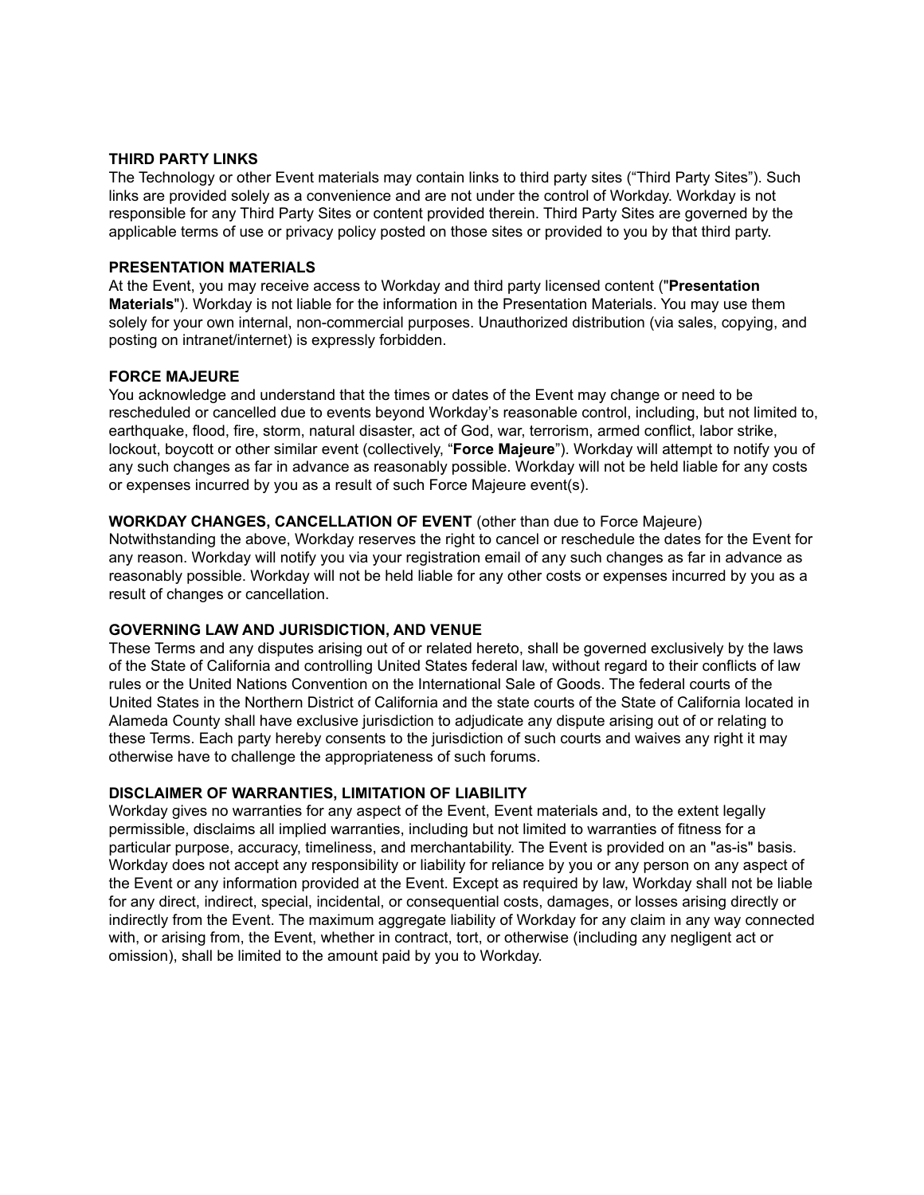**THIRD PARTY LINKS**
The Technology or other Event materials may contain links to third party sites ("Third Party Sites"). Such links are provided solely as a convenience and are not under the control of Workday. Workday is not responsible for any Third Party Sites or content provided therein. Third Party Sites are governed by the applicable terms of use or privacy policy posted on those sites or provided to you by that third party.

**PRESENTATION MATERIALS**
At the Event, you may receive access to Workday and third party licensed content ("**Presentation Materials**"). Workday is not liable for the information in the Presentation Materials. You may use them solely for your own internal, non-commercial purposes. Unauthorized distribution (via sales, copying, and posting on intranet/internet) is expressly forbidden.

**FORCE MAJEURE**
You acknowledge and understand that the times or dates of the Event may change or need to be rescheduled or cancelled due to events beyond Workday's reasonable control, including, but not limited to, earthquake, flood, fire, storm, natural disaster, act of God, war, terrorism, armed conflict, labor strike, lockout, boycott or other similar event (collectively, "**Force Majeure**"). Workday will attempt to notify you of any such changes as far in advance as reasonably possible. Workday will not be held liable for any costs or expenses incurred by you as a result of such Force Majeure event(s).

**WORKDAY CHANGES, CANCELLATION OF EVENT** (other than due to Force Majeure)
Notwithstanding the above, Workday reserves the right to cancel or reschedule the dates for the Event for any reason. Workday will notify you via your registration email of any such changes as far in advance as reasonably possible. Workday will not be held liable for any other costs or expenses incurred by you as a result of changes or cancellation.

**GOVERNING LAW AND JURISDICTION, AND VENUE**
These Terms and any disputes arising out of or related hereto, shall be governed exclusively by the laws of the State of California and controlling United States federal law, without regard to their conflicts of law rules or the United Nations Convention on the International Sale of Goods. The federal courts of the United States in the Northern District of California and the state courts of the State of California located in Alameda County shall have exclusive jurisdiction to adjudicate any dispute arising out of or relating to these Terms. Each party hereby consents to the jurisdiction of such courts and waives any right it may otherwise have to challenge the appropriateness of such forums.

**DISCLAIMER OF WARRANTIES, LIMITATION OF LIABILITY**
Workday gives no warranties for any aspect of the Event, Event materials and, to the extent legally permissible, disclaims all implied warranties, including but not limited to warranties of fitness for a particular purpose, accuracy, timeliness, and merchantability. The Event is provided on an "as-is" basis. Workday does not accept any responsibility or liability for reliance by you or any person on any aspect of the Event or any information provided at the Event. Except as required by law, Workday shall not be liable for any direct, indirect, special, incidental, or consequential costs, damages, or losses arising directly or indirectly from the Event. The maximum aggregate liability of Workday for any claim in any way connected with, or arising from, the Event, whether in contract, tort, or otherwise (including any negligent act or omission), shall be limited to the amount paid by you to Workday.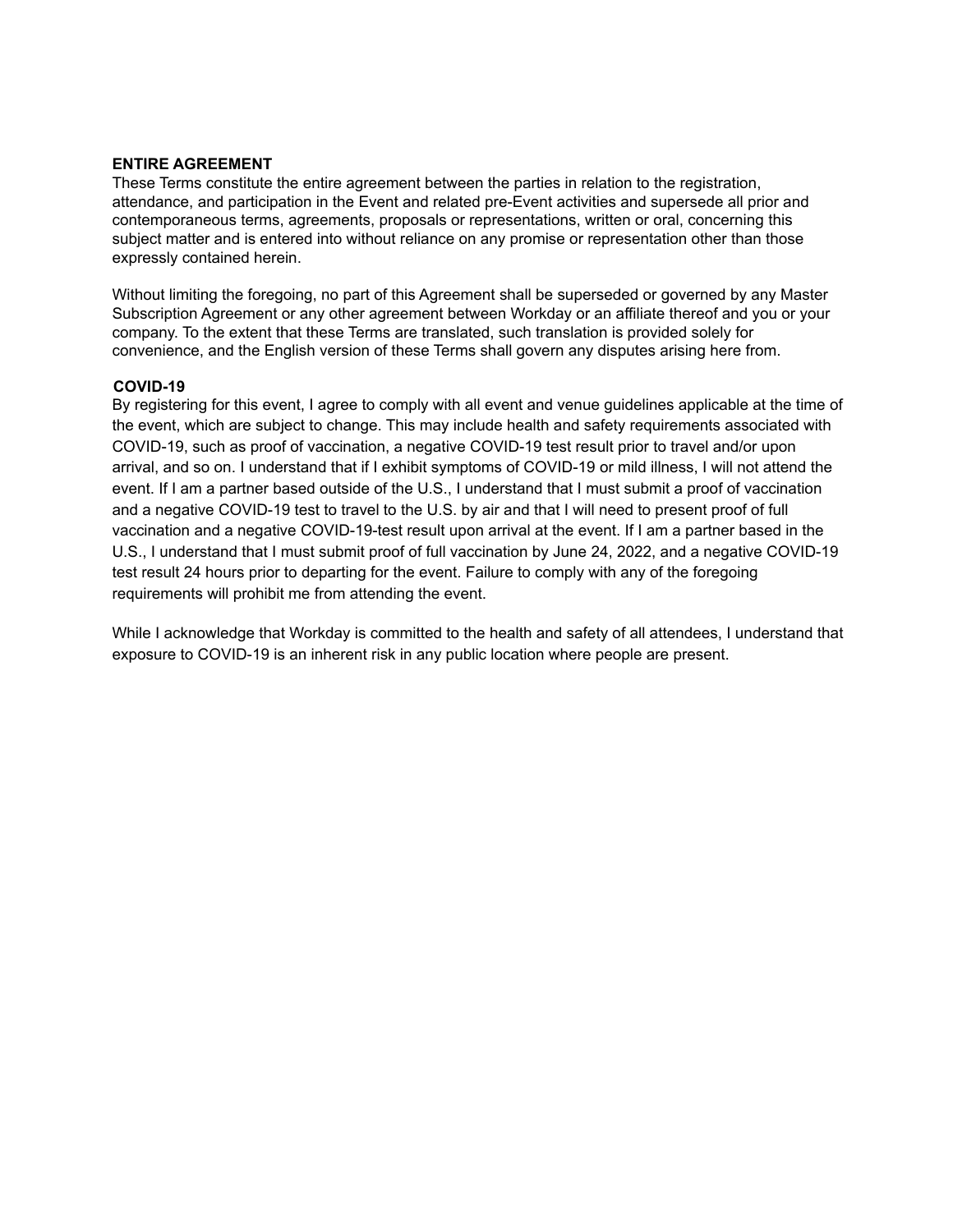**ENTIRE AGREEMENT**

These Terms constitute the entire agreement between the parties in relation to the registration, attendance, and participation in the Event and related pre-Event activities and supersede all prior and contemporaneous terms, agreements, proposals or representations, written or oral, concerning this subject matter and is entered into without reliance on any promise or representation other than those expressly contained herein.

Without limiting the foregoing, no part of this Agreement shall be superseded or governed by any Master Subscription Agreement or any other agreement between Workday or an affiliate thereof and you or your company. To the extent that these Terms are translated, such translation is provided solely for convenience, and the English version of these Terms shall govern any disputes arising here from.

**COVID-19**

By registering for this event, I agree to comply with all event and venue guidelines applicable at the time of the event, which are subject to change. This may include health and safety requirements associated with COVID-19, such as proof of vaccination, a negative COVID-19 test result prior to travel and/or upon arrival, and so on. I understand that if I exhibit symptoms of COVID-19 or mild illness, I will not attend the event. If I am a partner based outside of the U.S., I understand that I must submit a proof of vaccination and a negative COVID-19 test to travel to the U.S. by air and that I will need to present proof of full vaccination and a negative COVID-19-test result upon arrival at the event. If I am a partner based in the U.S., I understand that I must submit proof of full vaccination by June 24, 2022, and a negative COVID-19 test result 24 hours prior to departing for the event. Failure to comply with any of the foregoing requirements will prohibit me from attending the event.

While I acknowledge that Workday is committed to the health and safety of all attendees, I understand that exposure to COVID-19 is an inherent risk in any public location where people are present.